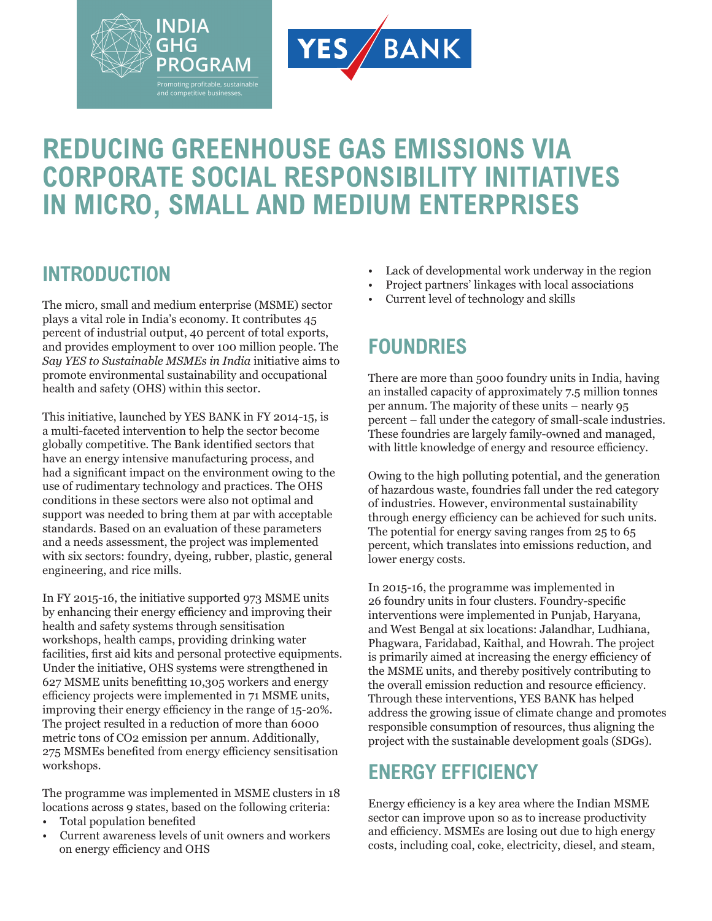INDIA GHG PROGRAM

Promoting profitable, sustainable and competitive businesses.

YES BANK

# REDUCING GREENHOUSE GAS EMISSIONS VIA CORPORATE SOCIAL RESPONSIBILITY INITIATIVES IN MICRO, SMALL AND MEDIUM ENTERPRISES

## INTRODUCTION

The micro, small and medium enterprise (MSME) sector plays a vital role in India's economy. It contributes 45 percent of industrial output, 40 percent of total exports, and provides employment to over 100 million people. The *Say YES to Sustainable MSMEs in India* initiative aims to promote environmental sustainability and occupational health and safety (OHS) within this sector.

This initiative, launched by YES BANK in FY 2014-15, is a multi-faceted intervention to help the sector become globally competitive. The Bank identified sectors that have an energy intensive manufacturing process, and had a significant impact on the environment owing to the use of rudimentary technology and practices. The OHS conditions in these sectors were also not optimal and support was needed to bring them at par with acceptable standards. Based on an evaluation of these parameters and a needs assessment, the project was implemented with six sectors: foundry, dyeing, rubber, plastic, general engineering, and rice mills.

In FY 2015-16, the initiative supported 973 MSME units by enhancing their energy efficiency and improving their health and safety systems through sensitisation workshops, health camps, providing drinking water facilities, first aid kits and personal protective equipments. Under the initiative, OHS systems were strengthened in 627 MSME units benefitting 10,305 workers and energy efficiency projects were implemented in 71 MSME units, improving their energy efficiency in the range of 15-20%. The project resulted in a reduction of more than 6000 metric tons of $CO_2$ emission per annum. Additionally, 275 MSMEs benefited from energy efficiency sensitisation workshops.

The programme was implemented in MSME clusters in 18 locations across 9 states, based on the following criteria:

- Total population benefited
- Current awareness levels of unit owners and workers on energy efficiency and OHS
- Lack of developmental work underway in the region
- Project partners' linkages with local associations
- Current level of technology and skills

## FOUNDRIES

There are more than 5000 foundry units in India, having an installed capacity of approximately 7.5 million tonnes per annum. The majority of these units – nearly 95 percent – fall under the category of small-scale industries. These foundries are largely family-owned and managed, with little knowledge of energy and resource efficiency.

Owing to the high polluting potential, and the generation of hazardous waste, foundries fall under the red category of industries. However, environmental sustainability through energy efficiency can be achieved for such units. The potential for energy saving ranges from 25 to 65 percent, which translates into emissions reduction, and lower energy costs.

In 2015-16, the programme was implemented in 26 foundry units in four clusters. Foundry-specific interventions were implemented in Punjab, Haryana, and West Bengal at six locations: Jalandhar, Ludhiana, Phagwara, Faridabad, Kaithal, and Howrah. The project is primarily aimed at increasing the energy efficiency of the MSME units, and thereby positively contributing to the overall emission reduction and resource efficiency. Through these interventions, YES BANK has helped address the growing issue of climate change and promotes responsible consumption of resources, thus aligning the project with the sustainable development goals (SDGs).

## ENERGY EFFICIENCY

Energy efficiency is a key area where the Indian MSME sector can improve upon so as to increase productivity and efficiency. MSMEs are losing out due to high energy costs, including coal, coke, electricity, diesel, and steam,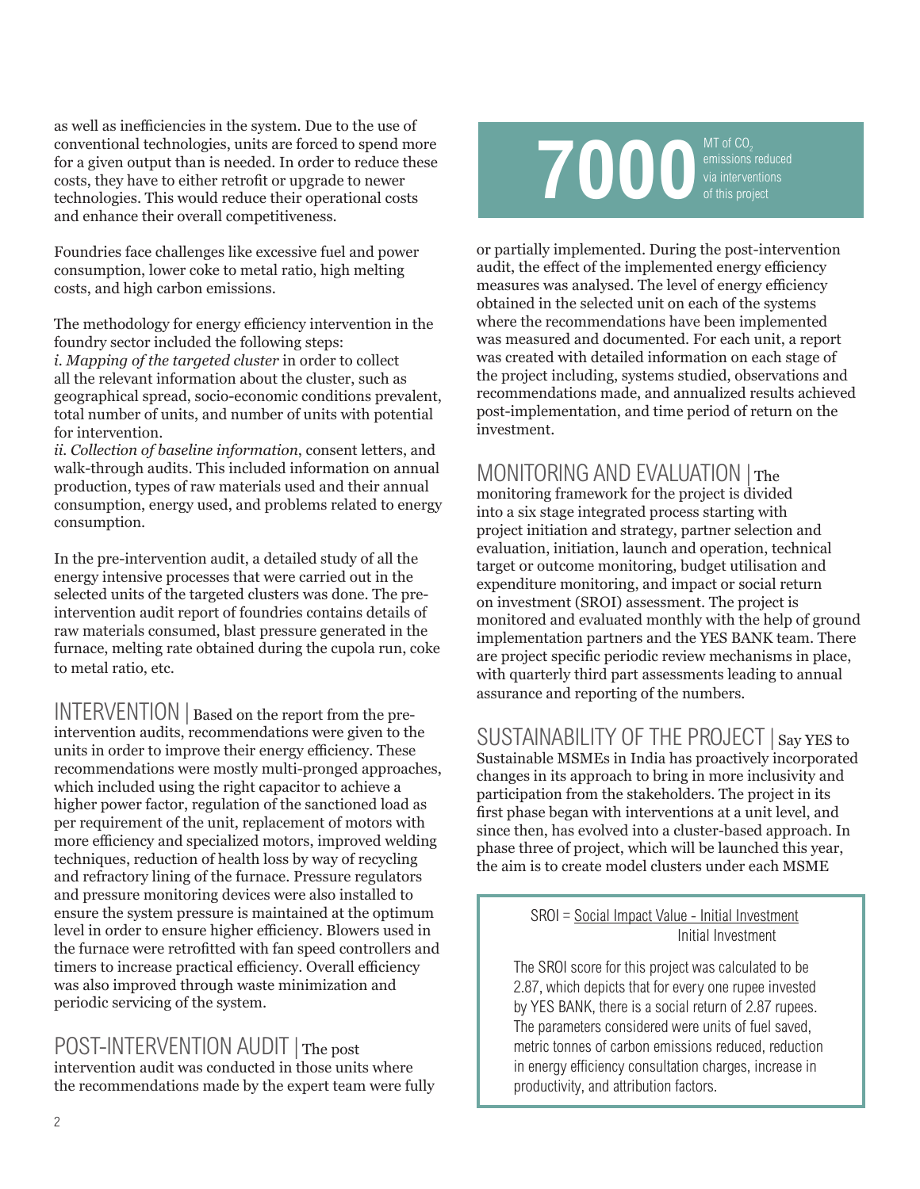as well as inefficiencies in the system. Due to the use of conventional technologies, units are forced to spend more for a given output than is needed. In order to reduce these costs, they have to either retrofit or upgrade to newer technologies. This would reduce their operational costs and enhance their overall competitiveness.

Foundries face challenges like excessive fuel and power consumption, lower coke to metal ratio, high melting costs, and high carbon emissions.

The methodology for energy efficiency intervention in the foundry sector included the following steps:
i. *Mapping of the targeted cluster* in order to collect all the relevant information about the cluster, such as geographical spread, socio-economic conditions prevalent, total number of units, and number of units with potential for intervention.
ii. *Collection of baseline information*, consent letters, and walk-through audits. This included information on annual production, types of raw materials used and their annual consumption, energy used, and problems related to energy consumption.

In the pre-intervention audit, a detailed study of all the energy intensive processes that were carried out in the selected units of the targeted clusters was done. The pre-intervention audit report of foundries contains details of raw materials consumed, blast pressure generated in the furnace, melting rate obtained during the cupola run, coke to metal ratio, etc.

**INTERVENTION |** Based on the report from the pre-intervention audits, recommendations were given to the units in order to improve their energy efficiency. These recommendations were mostly multi-pronged approaches, which included using the right capacitor to achieve a higher power factor, regulation of the sanctioned load as per requirement of the unit, replacement of motors with more efficiency and specialized motors, improved welding techniques, reduction of health loss by way of recycling and refractory lining of the furnace. Pressure regulators and pressure monitoring devices were also installed to ensure the system pressure is maintained at the optimum level in order to ensure higher efficiency. Blowers used in the furnace were retrofitted with fan speed controllers and timers to increase practical efficiency. Overall efficiency was also improved through waste minimization and periodic servicing of the system.

**POST-INTERVENTION AUDIT |** The post intervention audit was conducted in those units where the recommendations made by the expert team were fully or partially implemented. During the post-intervention audit, the effect of the implemented energy efficiency measures was analysed. The level of energy efficiency obtained in the selected unit on each of the systems where the recommendations have been implemented was measured and documented. For each unit, a report was created with detailed information on each stage of the project including, systems studied, observations and recommendations made, and annualized results achieved post-implementation, and time period of return on the investment.

**7000** MT of $CO_2$ emissions reduced via interventions of this project

**MONITORING AND EVALUATION |** The monitoring framework for the project is divided into a six stage integrated process starting with project initiation and strategy, partner selection and evaluation, initiation, launch and operation, technical target or outcome monitoring, budget utilisation and expenditure monitoring, and impact or social return on investment (SROI) assessment. The project is monitored and evaluated monthly with the help of ground implementation partners and the YES BANK team. There are project specific periodic review mechanisms in place, with quarterly third part assessments leading to annual assurance and reporting of the numbers.

**SUSTAINABILITY OF THE PROJECT |** Say YES to Sustainable MSMEs in India has proactively incorporated changes in its approach to bring in more inclusivity and participation from the stakeholders. The project in its first phase began with interventions at a unit level, and since then, has evolved into a cluster-based approach. In phase three of project, which will be launched this year, the aim is to create model clusters under each MSME

$$\text{SROI} = \frac{\text{Social Impact Value - Initial Investment}}{\text{Initial Investment}}$$

The SROI score for this project was calculated to be 2.87, which depicts that for every one rupee invested by YES BANK, there is a social return of 2.87 rupees. The parameters considered were units of fuel saved, metric tonnes of carbon emissions reduced, reduction in energy efficiency consultation charges, increase in productivity, and attribution factors.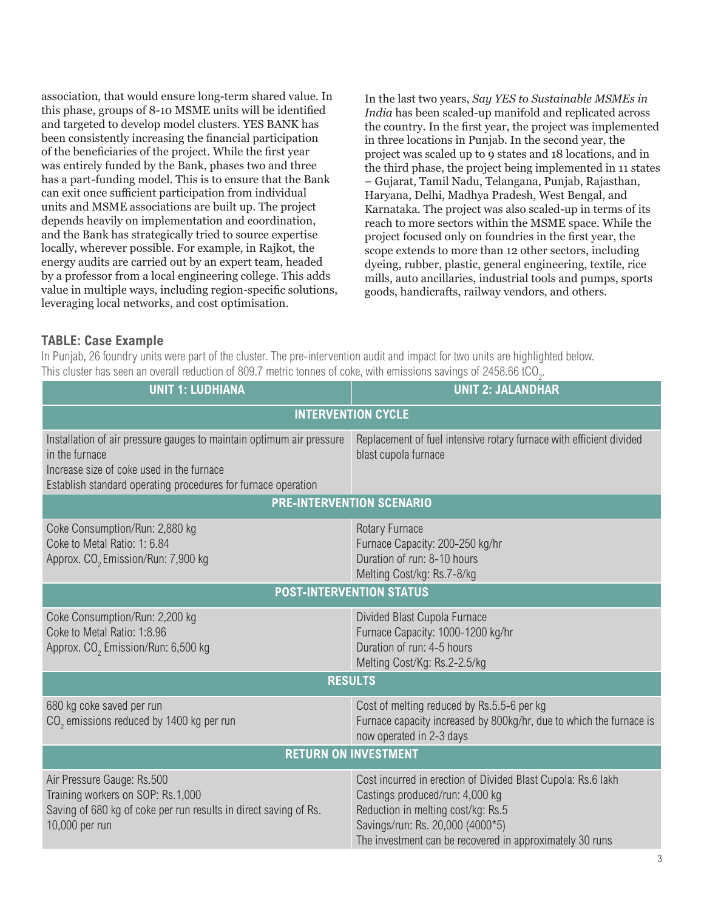association, that would ensure long-term shared value. In this phase, groups of 8-10 MSME units will be identified and targeted to develop model clusters. YES BANK has been consistently increasing the financial participation of the beneficiaries of the project. While the first year was entirely funded by the Bank, phases two and three has a part-funding model. This is to ensure that the Bank can exit once sufficient participation from individual units and MSME associations are built up. The project depends heavily on implementation and coordination, and the Bank has strategically tried to source expertise locally, wherever possible. For example, in Rajkot, the energy audits are carried out by an expert team, headed by a professor from a local engineering college. This adds value in multiple ways, including region-specific solutions, leveraging local networks, and cost optimisation.

In the last two years, *Say YES to Sustainable MSMEs in India* has been scaled-up manifold and replicated across the country. In the first year, the project was implemented in three locations in Punjab. In the second year, the project was scaled up to 9 states and 18 locations, and in the third phase, the project being implemented in 11 states – Gujarat, Tamil Nadu, Telangana, Punjab, Rajasthan, Haryana, Delhi, Madhya Pradesh, West Bengal, and Karnataka. The project was also scaled-up in terms of its reach to more sectors within the MSME space. While the project focused only on foundries in the first year, the scope extends to more than 12 other sectors, including dyeing, rubber, plastic, general engineering, textile, rice mills, auto ancillaries, industrial tools and pumps, sports goods, handicrafts, railway vendors, and others.

### TABLE: Case Example

In Punjab, 26 foundry units were part of the cluster. The pre-intervention audit and impact for two units are highlighted below. This cluster has seen an overall reduction of 809.7 metric tonnes of coke, with emissions savings of 2458.66 $tCO_2$.

| UNIT 1: LUDHIANA | UNIT 2: JALANDHAR |
|---|---|
| **INTERVENTION CYCLE** | |
| Installation of air pressure gauges to maintain optimum air pressure in the furnace<br>Increase size of coke used in the furnace<br>Establish standard operating procedures for furnace operation | Replacement of fuel intensive rotary furnace with efficient divided blast cupola furnace |
| **PRE-INTERVENTION SCENARIO** | |
| Coke Consumption/Run: 2,880 kg<br>Coke to Metal Ratio: 1: 6.84<br>Approx. $CO_2$ Emission/Run: 7,900 kg | Rotary Furnace<br>Furnace Capacity: 200-250 kg/hr<br>Duration of run: 8-10 hours<br>Melting Cost/kg: Rs.7-8/kg |
| **POST-INTERVENTION STATUS** | |
| Coke Consumption/Run: 2,200 kg<br>Coke to Metal Ratio: 1:8.96<br>Approx. $CO_2$ Emission/Run: 6,500 kg | Divided Blast Cupola Furnace<br>Furnace Capacity: 1000-1200 kg/hr<br>Duration of run: 4-5 hours<br>Melting Cost/Kg: Rs.2-2.5/kg |
| **RESULTS** | |
| 680 kg coke saved per run<br>$CO_2$ emissions reduced by 1400 kg per run | Cost of melting reduced by Rs.5.5-6 per kg<br>Furnace capacity increased by 800kg/hr, due to which the furnace is now operated in 2-3 days |
| **RETURN ON INVESTMENT** | |
| Air Pressure Gauge: Rs.500<br>Training workers on SOP: Rs.1,000<br>Saving of 680 kg of coke per run results in direct saving of Rs. 10,000 per run | Cost incurred in erection of Divided Blast Cupola: Rs.6 lakh<br>Castings produced/run: 4,000 kg<br>Reduction in melting cost/kg: Rs.5<br>Savings/run: Rs. 20,000 (4000*5)<br>The investment can be recovered in approximately 30 runs |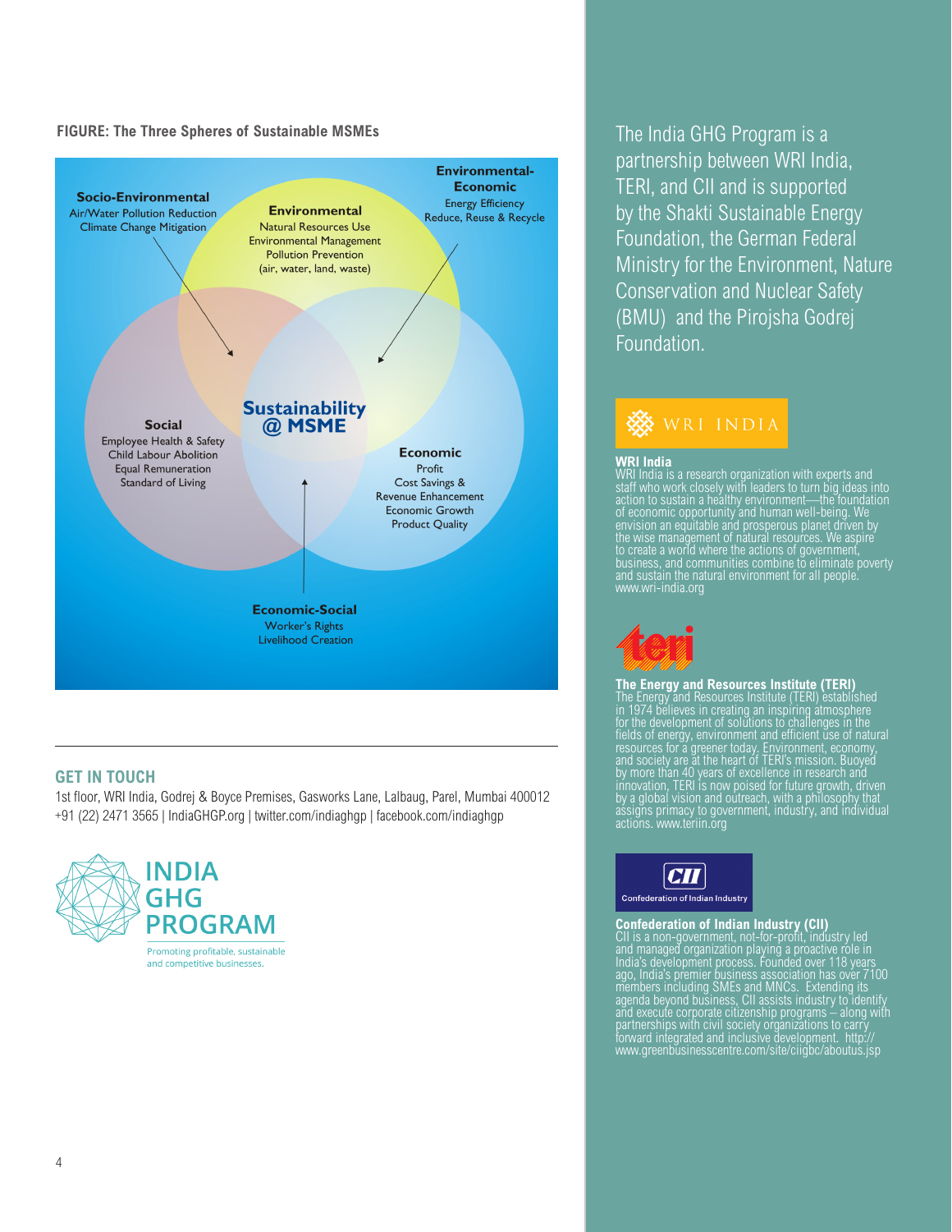**FIGURE: The Three Spheres of Sustainable MSMEs**

Socio-Environmental
Air/Water Pollution Reduction
Climate Change Mitigation

Environmental
Natural Resources Use
Environmental Management
Pollution Prevention
(air, water, land, waste)

Environmental-Economic
Energy Efficiency
Reduce, Reuse & Recycle

Sustainability @ MSME

Social
Employee Health & Safety
Child Labour Abolition
Equal Remuneration
Standard of Living

Economic
Profit
Cost Savings &
Revenue Enhancement
Economic Growth
Product Quality

Economic-Social
Worker's Rights
Livelihood Creation

## GET IN TOUCH

1st floor, WRI India, Godrej & Boyce Premises, Gasworks Lane, Lalbaug, Parel, Mumbai 400012
+91 (22) 2471 3565 | IndiaGHGP.org | twitter.com/indiaghgp | facebook.com/indiaghgp

INDIA GHG PROGRAM
Promoting profitable, sustainable and competitive businesses.

The India GHG Program is a partnership between WRI India, TERI, and CII and is supported by the Shakti Sustainable Energy Foundation, the German Federal Ministry for the Environment, Nature Conservation and Nuclear Safety (BMU) and the Pirojsha Godrej Foundation.

WRI INDIA

**WRI India**
WRI India is a research organization with experts and staff who work closely with leaders to turn big ideas into action to sustain a healthy environment—the foundation of economic opportunity and human well-being. We envision an equitable and prosperous planet driven by the wise management of natural resources. We aspire to create a world where the actions of government, business, and communities combine to eliminate poverty and sustain the natural environment for all people.
www.wri-india.org

teri

**The Energy and Resources Institute (TERI)**
The Energy and Resources Institute (TERI) established in 1974 believes in creating an inspiring atmosphere for the development of solutions to challenges in the fields of energy, environment and efficient use of natural resources for a greener today. Environment, economy, and society are at the heart of TERI's mission. Buoyed by more than 40 years of excellence in research and innovation, TERI is now poised for future growth, driven by a global vision and outreach, with a philosophy that assigns primacy to government, industry, and individual actions. www.teriin.org

CII
Confederation of Indian Industry

**Confederation of Indian Industry (CII)**
CII is a non-government, not-for-profit, industry led and managed organization playing a proactive role in India's development process. Founded over 118 years ago, India's premier business association has over 7100 members including SMEs and MNCs. Extending its agenda beyond business, CII assists industry to identify and execute corporate citizenship programs – along with partnerships with civil society organizations to carry forward integrated and inclusive development. http://www.greenbusinesscentre.com/site/ciigbc/aboutus.jsp